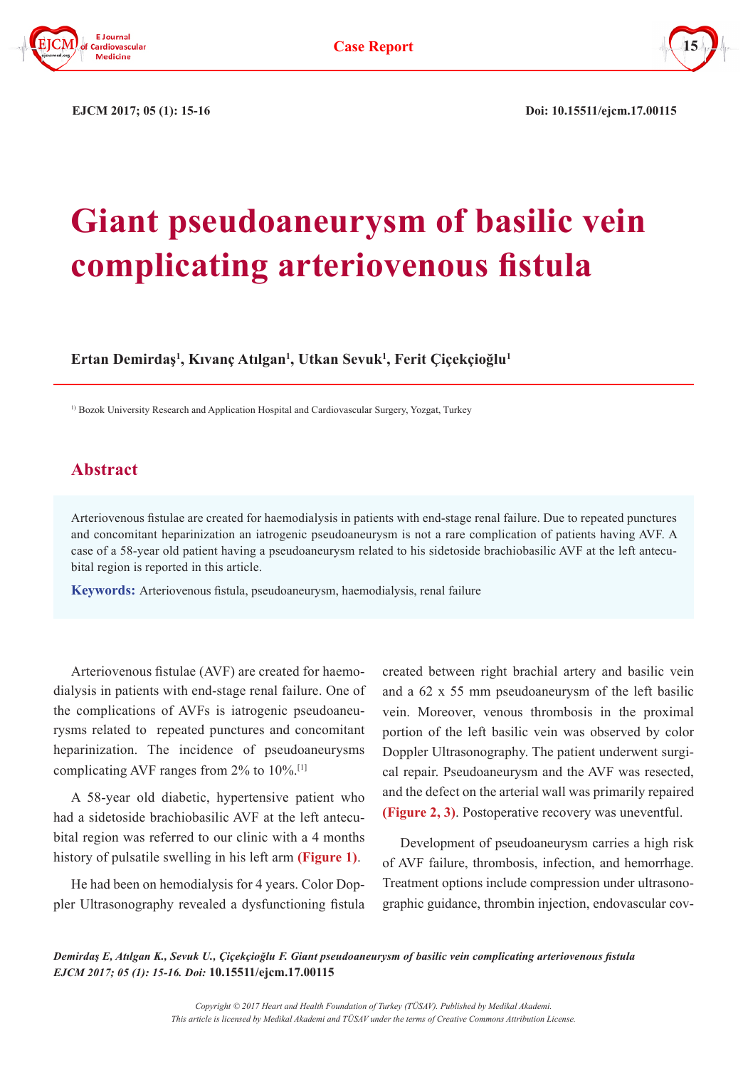# Giant pseudoaneurysm of basilic vein complicating arteriovenous fistula

**Ertan Demirdaş[1], Kıvanç Atılgan[1], Utkan Sevuk[1], Ferit Çiçekçioğlu[1]**

[1] Bozok University Research and Application Hospital and Cardiovascular Surgery, Yozgat, Turkey

## Abstract

Arteriovenous fistulae are created for haemodialysis in patients with end-stage renal failure. Due to repeated punctures and concomitant heparinization an iatrogenic pseudoaneurysm is not a rare complication of patients having AVF. A case of a 58-year old patient having a pseudoaneurysm related to his sidetoside brachiobasilic AVF at the left antecubital region is reported in this article.

**Keywords:** Arteriovenous fistula, pseudoaneurysm, haemodialysis, renal failure

Arteriovenous fistulae (AVF) are created for haemodialysis in patients with end-stage renal failure. One of the complications of AVFs is iatrogenic pseudoaneurysms related to repeated punctures and concomitant heparinization. The incidence of pseudoaneurysms complicating AVF ranges from 2% to 10%.[1]

A 58-year old diabetic, hypertensive patient who had a sidetoside brachiobasilic AVF at the left antecubital region was referred to our clinic with a 4 months history of pulsatile swelling in his left arm **(Figure 1)**.

He had been on hemodialysis for 4 years. Color Doppler Ultrasonography revealed a dysfunctioning fistula created between right brachial artery and basilic vein and a 62 x 55 mm pseudoaneurysm of the left basilic vein. Moreover, venous thrombosis in the proximal portion of the left basilic vein was observed by color Doppler Ultrasonography. The patient underwent surgical repair. Pseudoaneurysm and the AVF was resected, and the defect on the arterial wall was primarily repaired **(Figure 2, 3)**. Postoperative recovery was uneventful.

Development of pseudoaneurysm carries a high risk of AVF failure, thrombosis, infection, and hemorrhage. Treatment options include compression under ultrasonographic guidance, thrombin injection, endovascular cov-

*Demirdaş E, Atılgan K., Sevuk U., Çiçekçioğlu F. Giant pseudoaneurysm of basilic vein complicating arteriovenous fistula EJCM 2017; 05 (1): 15-16. Doi:* **10.15511/ejcm.17.00115**

*Copyright © 2017 Heart and Health Foundation of Turkey (TÜSAV). Published by Medikal Akademi. This article is licensed by Medikal Akademi and TÜSAV under the terms of Creative Commons Attribution License.*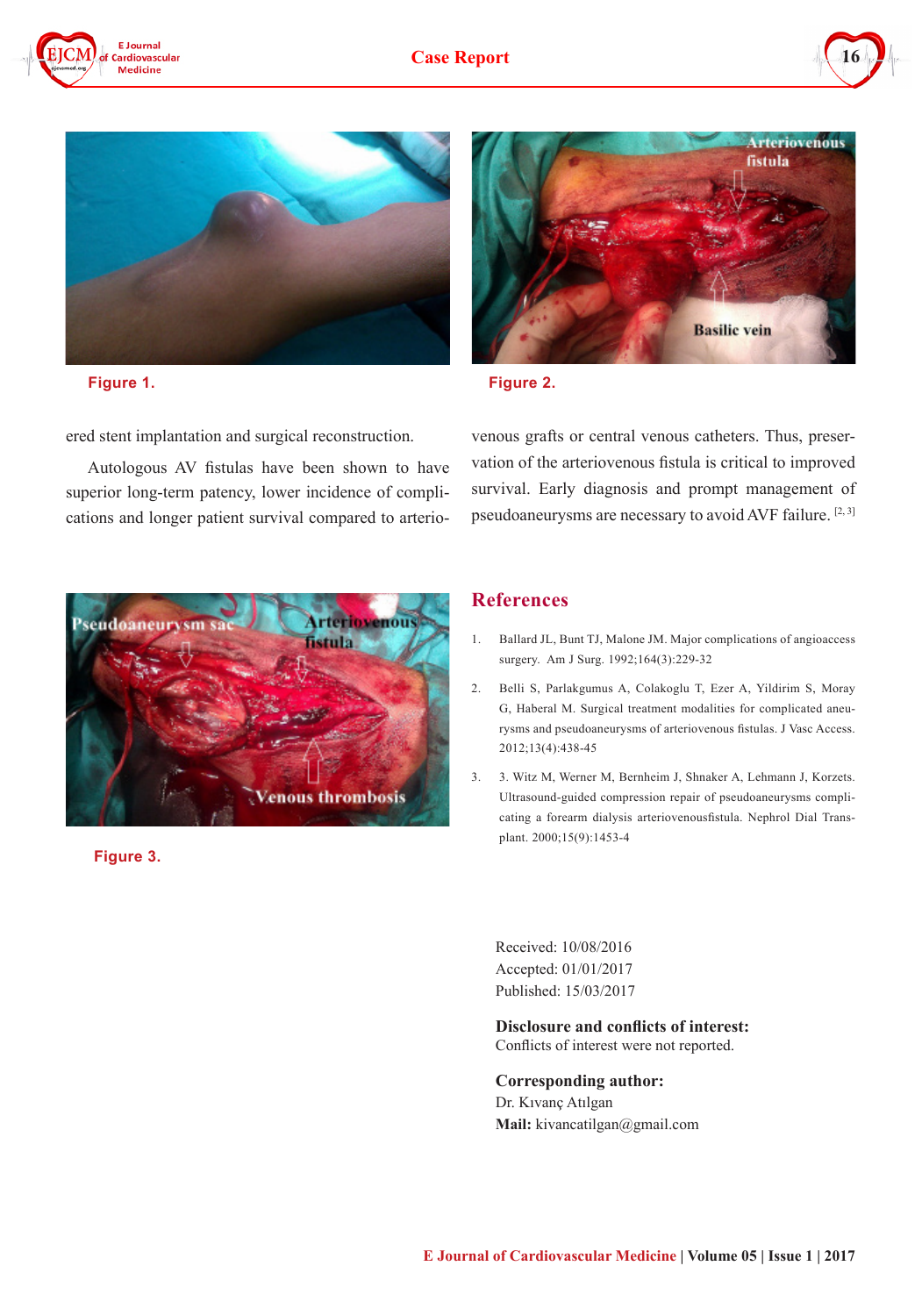Figure 1.

Figure 2.

ered stent implantation and surgical reconstruction.

Autologous AV fistulas have been shown to have superior long-term patency, lower incidence of complications and longer patient survival compared to arteriovenous grafts or central venous catheters. Thus, preservation of the arteriovenous fistula is critical to improved survival. Early diagnosis and prompt management of pseudoaneurysms are necessary to avoid AVF failure. [2, 3]

Figure 3.

## References

1. Ballard JL, Bunt TJ, Malone JM. Major complications of angioaccess surgery. Am J Surg. 1992;164(3):229-32
2. Belli S, Parlakgumus A, Colakoglu T, Ezer A, Yildirim S, Moray G, Haberal M. Surgical treatment modalities for complicated aneurysms and pseudoaneurysms of arteriovenous fistulas. J Vasc Access. 2012;13(4):438-45
3. 3. Witz M, Werner M, Bernheim J, Shnaker A, Lehmann J, Korzets. Ultrasound-guided compression repair of pseudoaneurysms complicating a forearm dialysis arteriovenousfistula. Nephrol Dial Transplant. 2000;15(9):1453-4

Received: 10/08/2016
Accepted: 01/01/2017
Published: 15/03/2017

**Disclosure and conflicts of interest:**
Conflicts of interest were not reported.

**Corresponding author:**
Dr. Kıvanç Atılgan
**Mail:** kivancatilgan@gmail.com